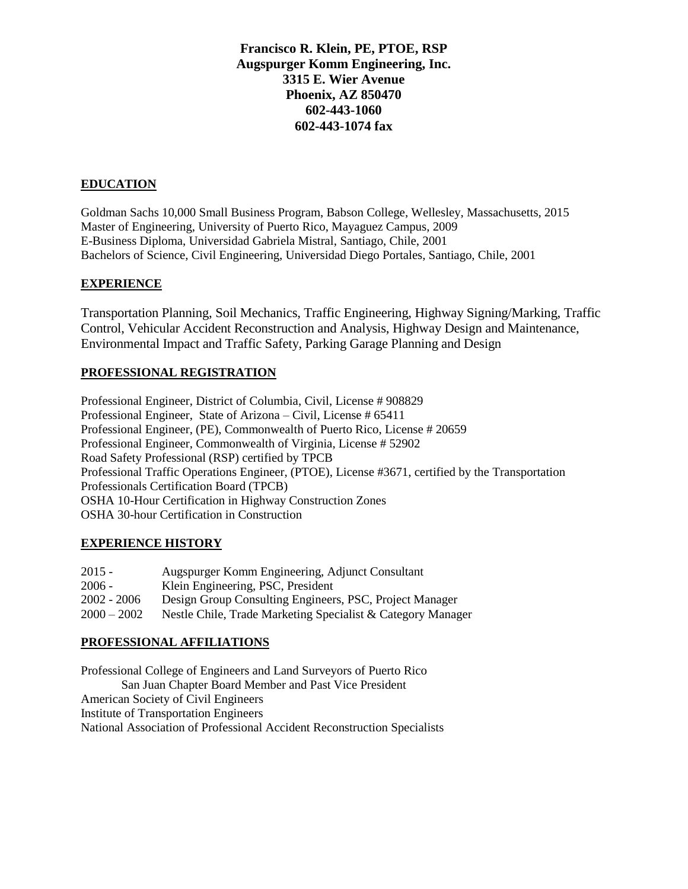**Francisco R. Klein, PE, PTOE, RSP**
**Augspurger Komm Engineering, Inc.**
**3315 E. Wier Avenue**
**Phoenix, AZ 850470**
**602-443-1060**
**602-443-1074 fax**

## EDUCATION

Goldman Sachs 10,000 Small Business Program, Babson College, Wellesley, Massachusetts, 2015
Master of Engineering, University of Puerto Rico, Mayaguez Campus, 2009
E-Business Diploma, Universidad Gabriela Mistral, Santiago, Chile, 2001
Bachelors of Science, Civil Engineering, Universidad Diego Portales, Santiago, Chile, 2001

## EXPERIENCE

Transportation Planning, Soil Mechanics, Traffic Engineering, Highway Signing/Marking, Traffic Control, Vehicular Accident Reconstruction and Analysis, Highway Design and Maintenance, Environmental Impact and Traffic Safety, Parking Garage Planning and Design

## PROFESSIONAL REGISTRATION

Professional Engineer, District of Columbia, Civil, License # 908829
Professional Engineer, State of Arizona – Civil, License # 65411
Professional Engineer, (PE), Commonwealth of Puerto Rico, License # 20659
Professional Engineer, Commonwealth of Virginia, License # 52902
Road Safety Professional (RSP) certified by TPCB
Professional Traffic Operations Engineer, (PTOE), License #3671, certified by the Transportation Professionals Certification Board (TPCB)
OSHA 10-Hour Certification in Highway Construction Zones
OSHA 30-hour Certification in Construction

## EXPERIENCE HISTORY

| | |
|---|---|
| 2015 - | Augspurger Komm Engineering, Adjunct Consultant |
| 2006 - | Klein Engineering, PSC, President |
| 2002 - 2006 | Design Group Consulting Engineers, PSC, Project Manager |
| 2000 – 2002 | Nestle Chile, Trade Marketing Specialist & Category Manager |

## PROFESSIONAL AFFILIATIONS

Professional College of Engineers and Land Surveyors of Puerto Rico
  San Juan Chapter Board Member and Past Vice President
American Society of Civil Engineers
Institute of Transportation Engineers
National Association of Professional Accident Reconstruction Specialists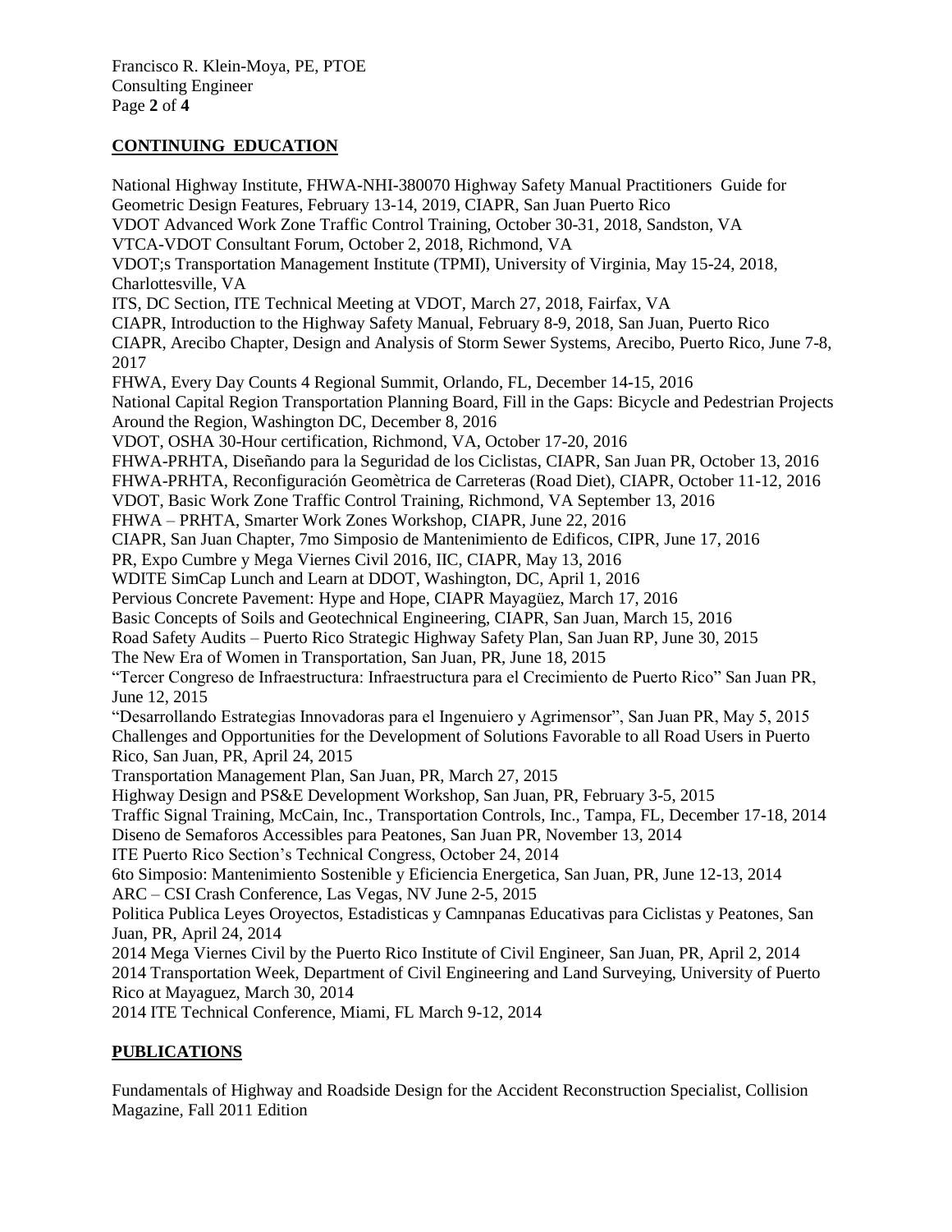## CONTINUING EDUCATION

National Highway Institute, FHWA-NHI-380070 Highway Safety Manual Practitioners Guide for Geometric Design Features, February 13-14, 2019, CIAPR, San Juan Puerto Rico
VDOT Advanced Work Zone Traffic Control Training, October 30-31, 2018, Sandston, VA
VTCA-VDOT Consultant Forum, October 2, 2018, Richmond, VA
VDOT;s Transportation Management Institute (TPMI), University of Virginia, May 15-24, 2018, Charlottesville, VA
ITS, DC Section, ITE Technical Meeting at VDOT, March 27, 2018, Fairfax, VA
CIAPR, Introduction to the Highway Safety Manual, February 8-9, 2018, San Juan, Puerto Rico
CIAPR, Arecibo Chapter, Design and Analysis of Storm Sewer Systems, Arecibo, Puerto Rico, June 7-8, 2017
FHWA, Every Day Counts 4 Regional Summit, Orlando, FL, December 14-15, 2016
National Capital Region Transportation Planning Board, Fill in the Gaps: Bicycle and Pedestrian Projects Around the Region, Washington DC, December 8, 2016
VDOT, OSHA 30-Hour certification, Richmond, VA, October 17-20, 2016
FHWA-PRHTA, Diseñando para la Seguridad de los Ciclistas, CIAPR, San Juan PR, October 13, 2016
FHWA-PRHTA, Reconfiguración Geomètrica de Carreteras (Road Diet), CIAPR, October 11-12, 2016
VDOT, Basic Work Zone Traffic Control Training, Richmond, VA September 13, 2016
FHWA – PRHTA, Smarter Work Zones Workshop, CIAPR, June 22, 2016
CIAPR, San Juan Chapter, 7mo Simposio de Mantenimiento de Edificos, CIPR, June 17, 2016
PR, Expo Cumbre y Mega Viernes Civil 2016, IIC, CIAPR, May 13, 2016
WDITE SimCap Lunch and Learn at DDOT, Washington, DC, April 1, 2016
Pervious Concrete Pavement: Hype and Hope, CIAPR Mayagüez, March 17, 2016
Basic Concepts of Soils and Geotechnical Engineering, CIAPR, San Juan, March 15, 2016
Road Safety Audits – Puerto Rico Strategic Highway Safety Plan, San Juan RP, June 30, 2015
The New Era of Women in Transportation, San Juan, PR, June 18, 2015
"Tercer Congreso de Infraestructura: Infraestructura para el Crecimiento de Puerto Rico" San Juan PR, June 12, 2015
"Desarrollando Estrategias Innovadoras para el Ingenuiero y Agrimensor", San Juan PR, May 5, 2015
Challenges and Opportunities for the Development of Solutions Favorable to all Road Users in Puerto Rico, San Juan, PR, April 24, 2015
Transportation Management Plan, San Juan, PR, March 27, 2015
Highway Design and PS&E Development Workshop, San Juan, PR, February 3-5, 2015
Traffic Signal Training, McCain, Inc., Transportation Controls, Inc., Tampa, FL, December 17-18, 2014
Diseno de Semaforos Accessibles para Peatones, San Juan PR, November 13, 2014
ITE Puerto Rico Section's Technical Congress, October 24, 2014
6to Simposio: Mantenimiento Sostenible y Eficiencia Energetica, San Juan, PR, June 12-13, 2014
ARC – CSI Crash Conference, Las Vegas, NV June 2-5, 2015
Politica Publica Leyes Oroyectos, Estadisticas y Camnpanas Educativas para Ciclistas y Peatones, San Juan, PR, April 24, 2014
2014 Mega Viernes Civil by the Puerto Rico Institute of Civil Engineer, San Juan, PR, April 2, 2014
2014 Transportation Week, Department of Civil Engineering and Land Surveying, University of Puerto Rico at Mayaguez, March 30, 2014
2014 ITE Technical Conference, Miami, FL March 9-12, 2014

## PUBLICATIONS

Fundamentals of Highway and Roadside Design for the Accident Reconstruction Specialist, Collision Magazine, Fall 2011 Edition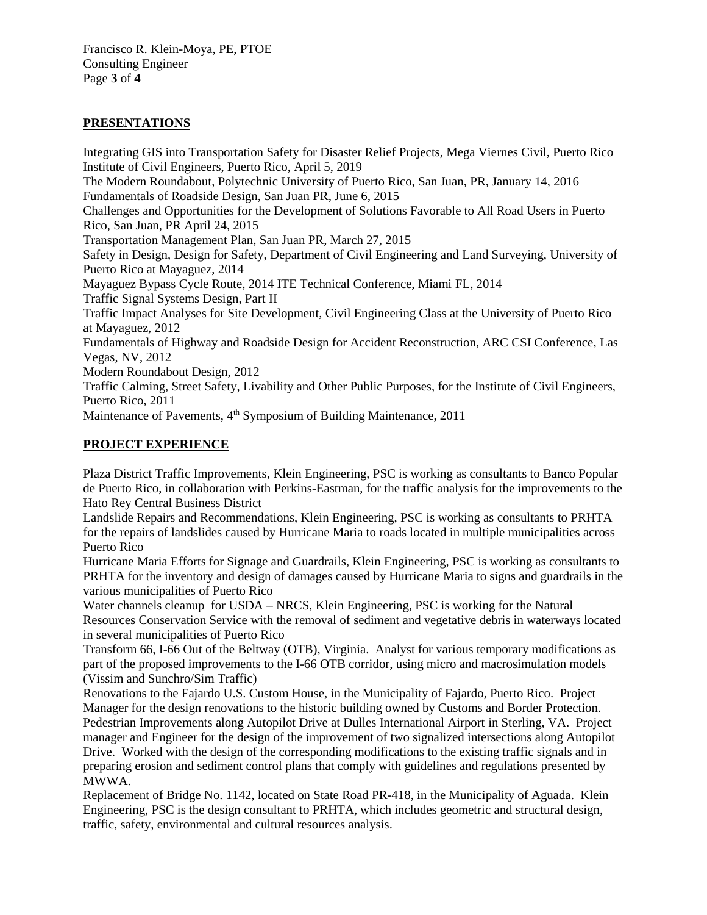## PRESENTATIONS

Integrating GIS into Transportation Safety for Disaster Relief Projects, Mega Viernes Civil, Puerto Rico Institute of Civil Engineers, Puerto Rico, April 5, 2019

The Modern Roundabout, Polytechnic University of Puerto Rico, San Juan, PR, January 14, 2016

Fundamentals of Roadside Design, San Juan PR, June 6, 2015

Challenges and Opportunities for the Development of Solutions Favorable to All Road Users in Puerto Rico, San Juan, PR April 24, 2015

Transportation Management Plan, San Juan PR, March 27, 2015

Safety in Design, Design for Safety, Department of Civil Engineering and Land Surveying, University of Puerto Rico at Mayaguez, 2014

Mayaguez Bypass Cycle Route, 2014 ITE Technical Conference, Miami FL, 2014

Traffic Signal Systems Design, Part II

Traffic Impact Analyses for Site Development, Civil Engineering Class at the University of Puerto Rico at Mayaguez, 2012

Fundamentals of Highway and Roadside Design for Accident Reconstruction, ARC CSI Conference, Las Vegas, NV, 2012

Modern Roundabout Design, 2012

Traffic Calming, Street Safety, Livability and Other Public Purposes, for the Institute of Civil Engineers, Puerto Rico, 2011

Maintenance of Pavements, 4th Symposium of Building Maintenance, 2011

## PROJECT EXPERIENCE

Plaza District Traffic Improvements, Klein Engineering, PSC is working as consultants to Banco Popular de Puerto Rico, in collaboration with Perkins-Eastman, for the traffic analysis for the improvements to the Hato Rey Central Business District

Landslide Repairs and Recommendations, Klein Engineering, PSC is working as consultants to PRHTA for the repairs of landslides caused by Hurricane Maria to roads located in multiple municipalities across Puerto Rico

Hurricane Maria Efforts for Signage and Guardrails, Klein Engineering, PSC is working as consultants to PRHTA for the inventory and design of damages caused by Hurricane Maria to signs and guardrails in the various municipalities of Puerto Rico

Water channels cleanup for USDA – NRCS, Klein Engineering, PSC is working for the Natural Resources Conservation Service with the removal of sediment and vegetative debris in waterways located in several municipalities of Puerto Rico

Transform 66, I-66 Out of the Beltway (OTB), Virginia. Analyst for various temporary modifications as part of the proposed improvements to the I-66 OTB corridor, using micro and macrosimulation models (Vissim and Sunchro/Sim Traffic)

Renovations to the Fajardo U.S. Custom House, in the Municipality of Fajardo, Puerto Rico. Project Manager for the design renovations to the historic building owned by Customs and Border Protection.

Pedestrian Improvements along Autopilot Drive at Dulles International Airport in Sterling, VA. Project manager and Engineer for the design of the improvement of two signalized intersections along Autopilot Drive. Worked with the design of the corresponding modifications to the existing traffic signals and in preparing erosion and sediment control plans that comply with guidelines and regulations presented by MWWA.

Replacement of Bridge No. 1142, located on State Road PR-418, in the Municipality of Aguada. Klein Engineering, PSC is the design consultant to PRHTA, which includes geometric and structural design, traffic, safety, environmental and cultural resources analysis.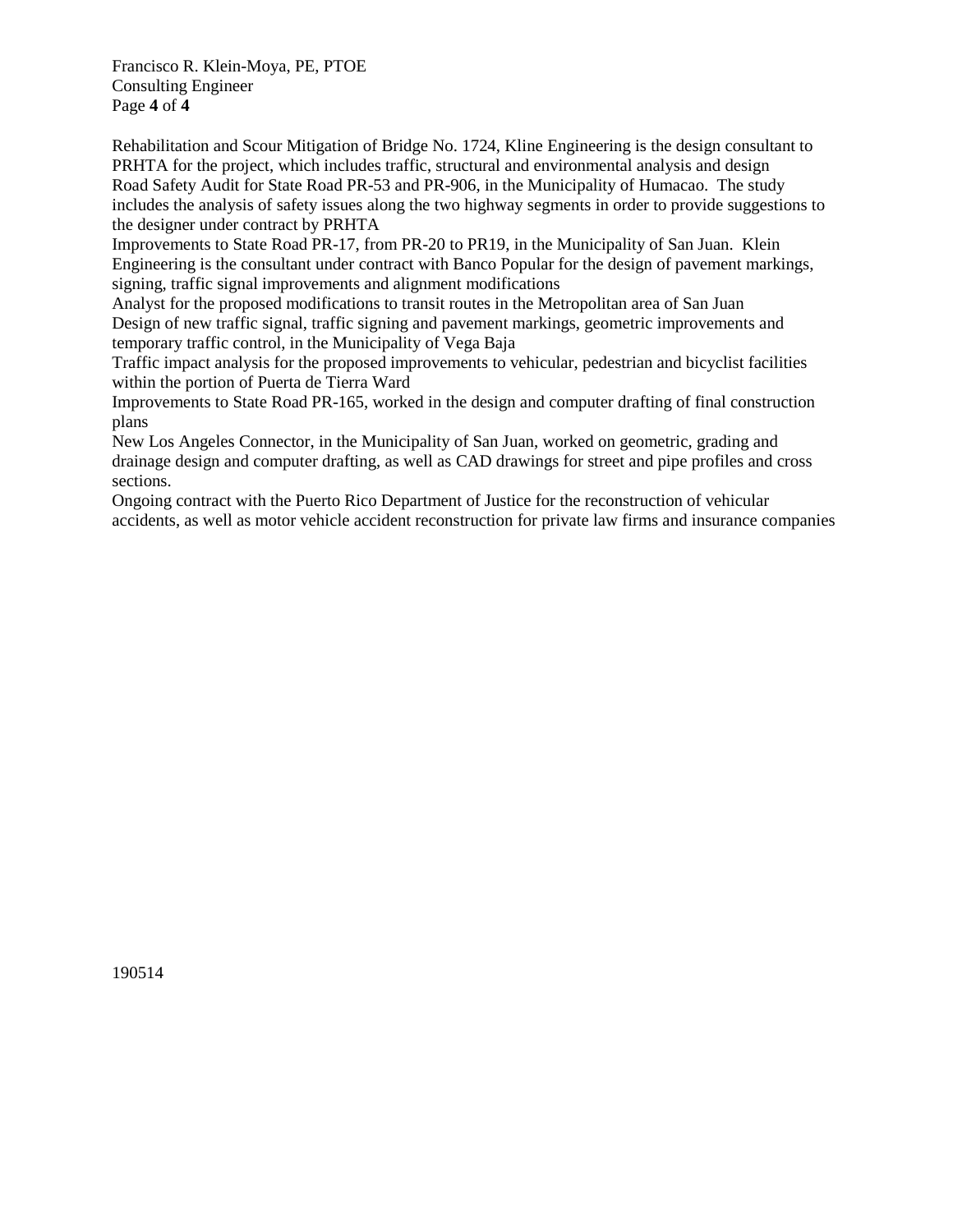Rehabilitation and Scour Mitigation of Bridge No. 1724, Kline Engineering is the design consultant to PRHTA for the project, which includes traffic, structural and environmental analysis and design

Road Safety Audit for State Road PR-53 and PR-906, in the Municipality of Humacao. The study includes the analysis of safety issues along the two highway segments in order to provide suggestions to the designer under contract by PRHTA

Improvements to State Road PR-17, from PR-20 to PR19, in the Municipality of San Juan. Klein Engineering is the consultant under contract with Banco Popular for the design of pavement markings, signing, traffic signal improvements and alignment modifications

Analyst for the proposed modifications to transit routes in the Metropolitan area of San Juan

Design of new traffic signal, traffic signing and pavement markings, geometric improvements and temporary traffic control, in the Municipality of Vega Baja

Traffic impact analysis for the proposed improvements to vehicular, pedestrian and bicyclist facilities within the portion of Puerta de Tierra Ward

Improvements to State Road PR-165, worked in the design and computer drafting of final construction plans

New Los Angeles Connector, in the Municipality of San Juan, worked on geometric, grading and drainage design and computer drafting, as well as CAD drawings for street and pipe profiles and cross sections.

Ongoing contract with the Puerto Rico Department of Justice for the reconstruction of vehicular accidents, as well as motor vehicle accident reconstruction for private law firms and insurance companies

190514